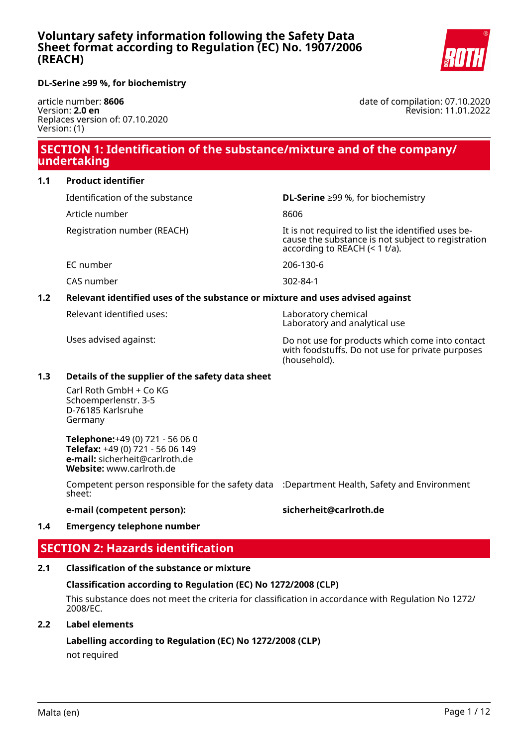# Voluntary safety information following the Safety Data Sheet format according to Regulation (EC) No. 1907/2006 (REACH)

**DL-Serine ≥99 %, for biochemistry**

article number: **8606**
Version: **2.0 en**
Replaces version of: 07.10.2020
Version: (1)

date of compilation: 07.10.2020
Revision: 11.01.2022

## SECTION 1: Identification of the substance/mixture and of the company/ undertaking

### 1.1 Product identifier

| | |
|---|---|
| Identification of the substance | **DL-Serine** ≥99 %, for biochemistry |
| Article number | 8606 |
| Registration number (REACH) | It is not required to list the identified uses because the substance is not subject to registration according to REACH (< 1 t/a). |
| EC number | 206-130-6 |
| CAS number | 302-84-1 |

### 1.2 Relevant identified uses of the substance or mixture and uses advised against

| | |
|---|---|
| Relevant identified uses: | Laboratory chemical<br>Laboratory and analytical use |
| Uses advised against: | Do not use for products which come into contact with foodstuffs. Do not use for private purposes (household). |

### 1.3 Details of the supplier of the safety data sheet

Carl Roth GmbH + Co KG
Schoemperlenstr. 3-5
D-76185 Karlsruhe
Germany

**Telephone:**+49 (0) 721 - 56 06 0
**Telefax:** +49 (0) 721 - 56 06 149
**e-mail:** sicherheit@carlroth.de
**Website:** www.carlroth.de

| | |
|---|---|
| Competent person responsible for the safety data sheet: | :Department Health, Safety and Environment |
| **e-mail (competent person):** | **sicherheit@carlroth.de** |

### 1.4 Emergency telephone number

## SECTION 2: Hazards identification

### 2.1 Classification of the substance or mixture

**Classification according to Regulation (EC) No 1272/2008 (CLP)**

This substance does not meet the criteria for classification in accordance with Regulation No 1272/ 2008/EC.

### 2.2 Label elements

**Labelling according to Regulation (EC) No 1272/2008 (CLP)**

not required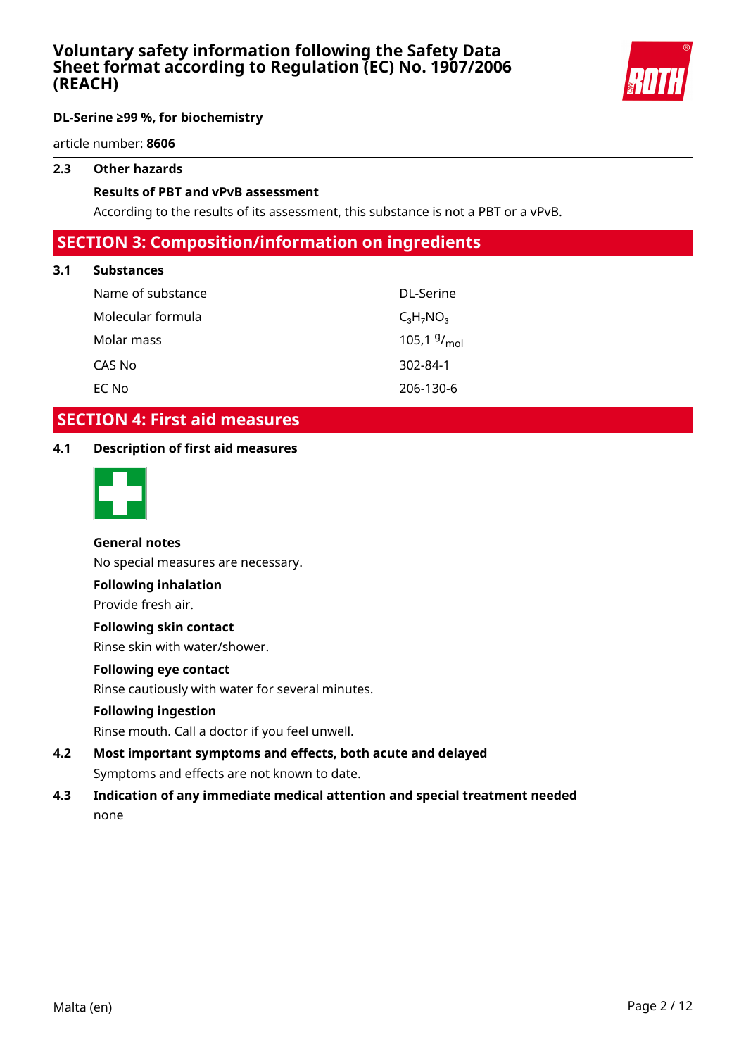### 2.3 Other hazards

**Results of PBT and vPvB assessment**

According to the results of its assessment, this substance is not a PBT or a vPvB.

## SECTION 3: Composition/information on ingredients

### 3.1 Substances

| | |
|---|---|
| Name of substance | DL-Serine |
| Molecular formula | $C_3H_7NO_3$ |
| Molar mass | 105,1 $^{g}/_{mol}$ |
| CAS No | 302-84-1 |
| EC No | 206-130-6 |

## SECTION 4: First aid measures

### 4.1 Description of first aid measures

**General notes**

No special measures are necessary.

**Following inhalation**

Provide fresh air.

**Following skin contact**

Rinse skin with water/shower.

**Following eye contact**

Rinse cautiously with water for several minutes.

**Following ingestion**

Rinse mouth. Call a doctor if you feel unwell.

### 4.2 Most important symptoms and effects, both acute and delayed

Symptoms and effects are not known to date.

### 4.3 Indication of any immediate medical attention and special treatment needed

none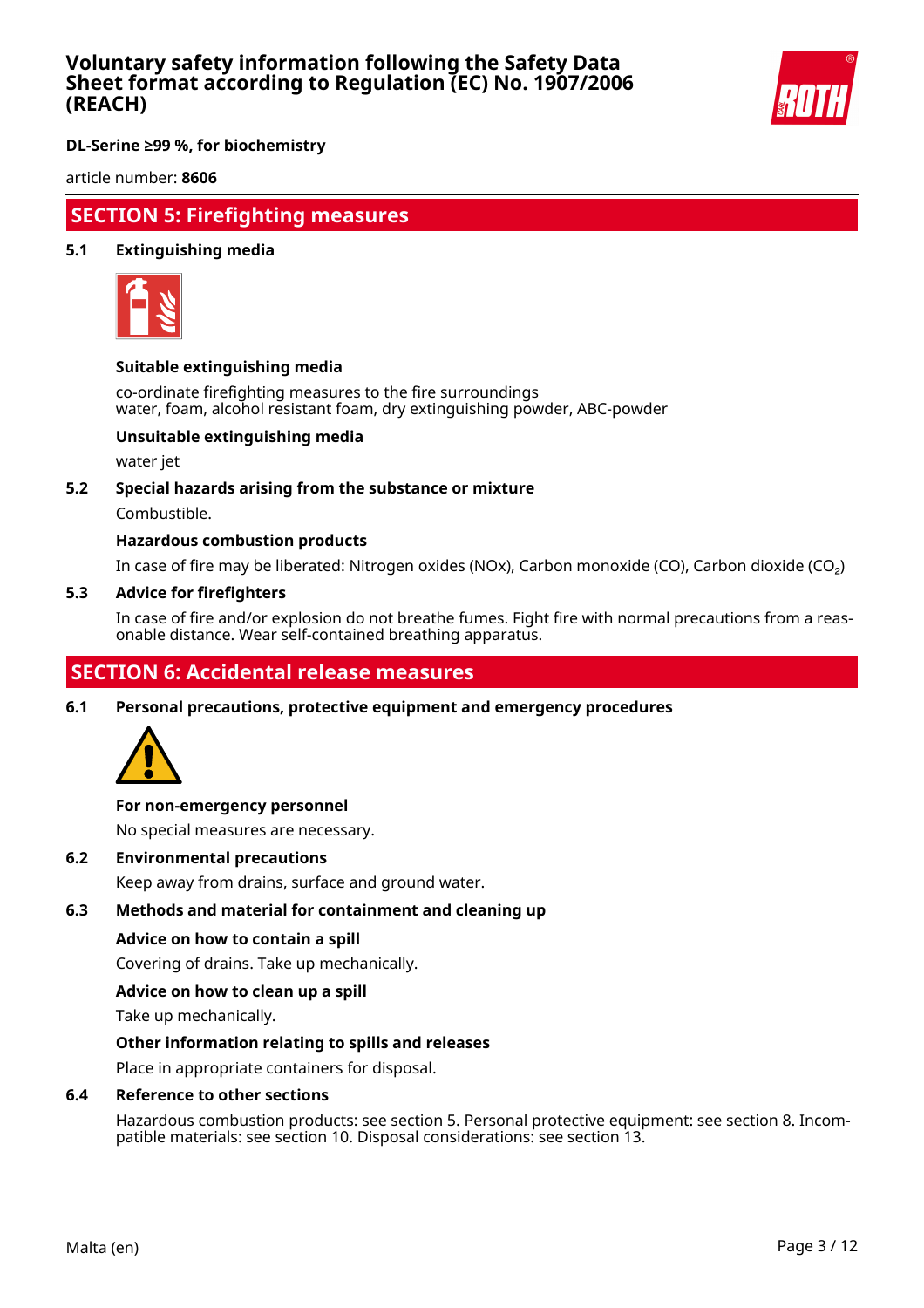## SECTION 5: Firefighting measures

### 5.1 Extinguishing media

**Suitable extinguishing media**

co-ordinate firefighting measures to the fire surroundings
water, foam, alcohol resistant foam, dry extinguishing powder, ABC-powder

**Unsuitable extinguishing media**

water jet

### 5.2 Special hazards arising from the substance or mixture

Combustible.

**Hazardous combustion products**

In case of fire may be liberated: Nitrogen oxides (NOx), Carbon monoxide (CO), Carbon dioxide ($CO_2$)

### 5.3 Advice for firefighters

In case of fire and/or explosion do not breathe fumes. Fight fire with normal precautions from a reasonable distance. Wear self-contained breathing apparatus.

## SECTION 6: Accidental release measures

### 6.1 Personal precautions, protective equipment and emergency procedures

**For non-emergency personnel**

No special measures are necessary.

### 6.2 Environmental precautions

Keep away from drains, surface and ground water.

### 6.3 Methods and material for containment and cleaning up

**Advice on how to contain a spill**

Covering of drains. Take up mechanically.

**Advice on how to clean up a spill**

Take up mechanically.

**Other information relating to spills and releases**

Place in appropriate containers for disposal.

### 6.4 Reference to other sections

Hazardous combustion products: see section 5. Personal protective equipment: see section 8. Incompatible materials: see section 10. Disposal considerations: see section 13.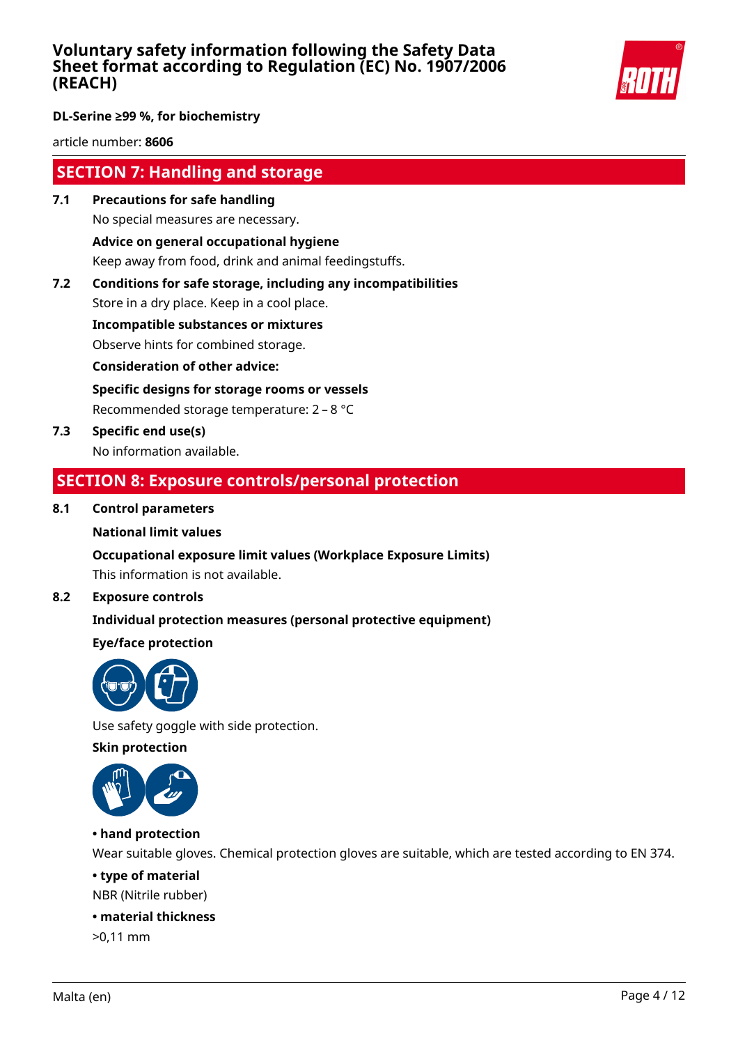## SECTION 7: Handling and storage

**7.1 Precautions for safe handling**

No special measures are necessary.

**Advice on general occupational hygiene**

Keep away from food, drink and animal feedingstuffs.

**7.2 Conditions for safe storage, including any incompatibilities**

Store in a dry place. Keep in a cool place.

**Incompatible substances or mixtures**

Observe hints for combined storage.

**Consideration of other advice:**

**Specific designs for storage rooms or vessels**

Recommended storage temperature: 2 – 8 °C

**7.3 Specific end use(s)**

No information available.

## SECTION 8: Exposure controls/personal protection

**8.1 Control parameters**

**National limit values**

**Occupational exposure limit values (Workplace Exposure Limits)**

This information is not available.

**8.2 Exposure controls**

**Individual protection measures (personal protective equipment)**

**Eye/face protection**

Use safety goggle with side protection.

**Skin protection**

**• hand protection**

Wear suitable gloves. Chemical protection gloves are suitable, which are tested according to EN 374.

**• type of material**

NBR (Nitrile rubber)

**• material thickness**

>0,11 mm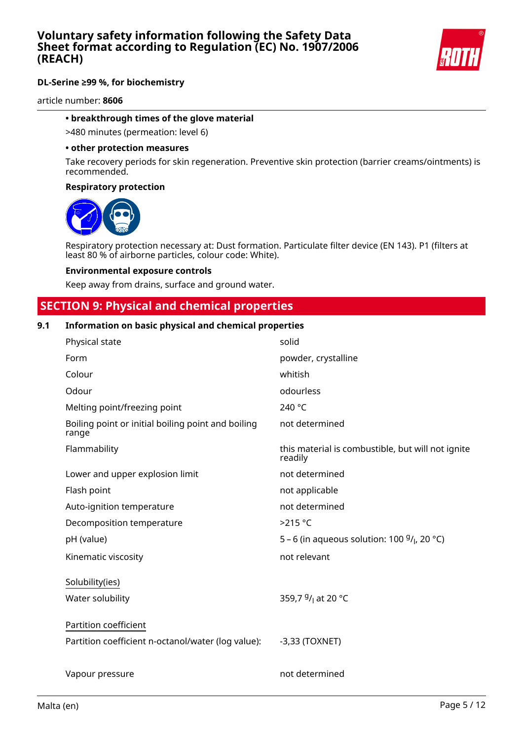**• breakthrough times of the glove material**

>480 minutes (permeation: level 6)

**• other protection measures**

Take recovery periods for skin regeneration. Preventive skin protection (barrier creams/ointments) is recommended.

**Respiratory protection**

Respiratory protection necessary at: Dust formation. Particulate filter device (EN 143). P1 (filters at least 80 % of airborne particles, colour code: White).

**Environmental exposure controls**

Keep away from drains, surface and ground water.

## SECTION 9: Physical and chemical properties

### 9.1 Information on basic physical and chemical properties

| | |
|---|---|
| Physical state | solid |
| Form | powder, crystalline |
| Colour | whitish |
| Odour | odourless |
| Melting point/freezing point | 240 °C |
| Boiling point or initial boiling point and boiling range | not determined |
| Flammability | this material is combustible, but will not ignite readily |
| Lower and upper explosion limit | not determined |
| Flash point | not applicable |
| Auto-ignition temperature | not determined |
| Decomposition temperature | >215 °C |
| pH (value) | 5 – 6 (in aqueous solution: 100 $^{g}/_{l}$, 20 °C) |
| Kinematic viscosity | not relevant |

Solubility(ies)

| | |
|---|---|
| Water solubility | 359,7 $^{g}/_{l}$ at 20 °C |

Partition coefficient

| | |
|---|---|
| Partition coefficient n-octanol/water (log value): | -3,33 (TOXNET) |
| Vapour pressure | not determined |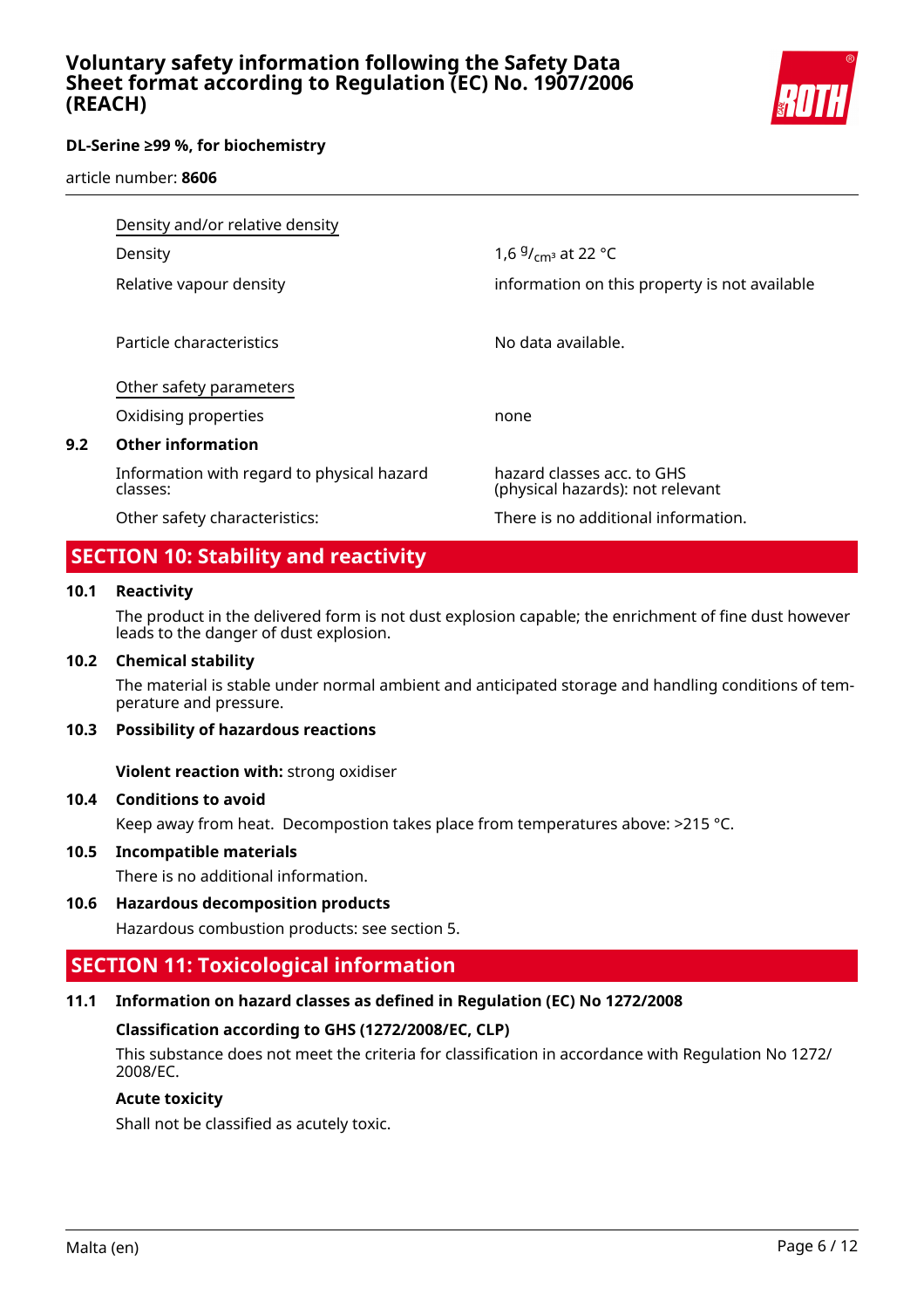| | |
|---|---|
| Density and/or relative density | |
| Density | 1,6 $^{g}/_{cm^3}$ at 22 °C |
| Relative vapour density | information on this property is not available |
| Particle characteristics | No data available. |
| Other safety parameters | |
| Oxidising properties | none |

**9.2 Other information**

| | |
|---|---|
| Information with regard to physical hazard classes: | hazard classes acc. to GHS (physical hazards): not relevant |
| Other safety characteristics: | There is no additional information. |

## SECTION 10: Stability and reactivity

**10.1 Reactivity**

The product in the delivered form is not dust explosion capable; the enrichment of fine dust however leads to the danger of dust explosion.

**10.2 Chemical stability**

The material is stable under normal ambient and anticipated storage and handling conditions of temperature and pressure.

**10.3 Possibility of hazardous reactions**

**Violent reaction with:** strong oxidiser

**10.4 Conditions to avoid**

Keep away from heat. Decompostion takes place from temperatures above: >215 °C.

**10.5 Incompatible materials**

There is no additional information.

**10.6 Hazardous decomposition products**

Hazardous combustion products: see section 5.

## SECTION 11: Toxicological information

**11.1 Information on hazard classes as defined in Regulation (EC) No 1272/2008**

**Classification according to GHS (1272/2008/EC, CLP)**

This substance does not meet the criteria for classification in accordance with Regulation No 1272/2008/EC.

**Acute toxicity**

Shall not be classified as acutely toxic.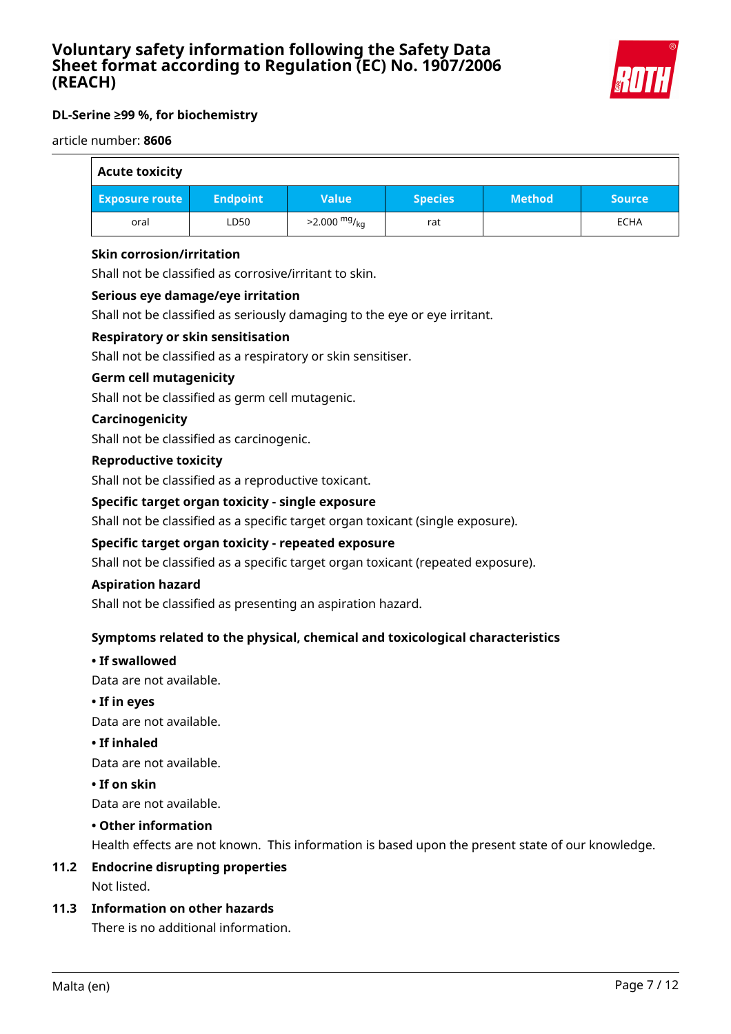**Acute toxicity**

| Exposure route | Endpoint | Value | Species | Method | Source |
|---|---|---|---|---|---|
| oral | LD50 | >2.000 $^{mg}/_{kg}$ | rat | | ECHA |

**Skin corrosion/irritation**

Shall not be classified as corrosive/irritant to skin.

**Serious eye damage/eye irritation**

Shall not be classified as seriously damaging to the eye or eye irritant.

**Respiratory or skin sensitisation**

Shall not be classified as a respiratory or skin sensitiser.

**Germ cell mutagenicity**

Shall not be classified as germ cell mutagenic.

**Carcinogenicity**

Shall not be classified as carcinogenic.

**Reproductive toxicity**

Shall not be classified as a reproductive toxicant.

**Specific target organ toxicity - single exposure**

Shall not be classified as a specific target organ toxicant (single exposure).

**Specific target organ toxicity - repeated exposure**

Shall not be classified as a specific target organ toxicant (repeated exposure).

**Aspiration hazard**

Shall not be classified as presenting an aspiration hazard.

**Symptoms related to the physical, chemical and toxicological characteristics**

**• If swallowed**

Data are not available.

**• If in eyes**

Data are not available.

**• If inhaled**

Data are not available.

**• If on skin**

Data are not available.

**• Other information**

Health effects are not known. This information is based upon the present state of our knowledge.

## 11.2 Endocrine disrupting properties

Not listed.

## 11.3 Information on other hazards

There is no additional information.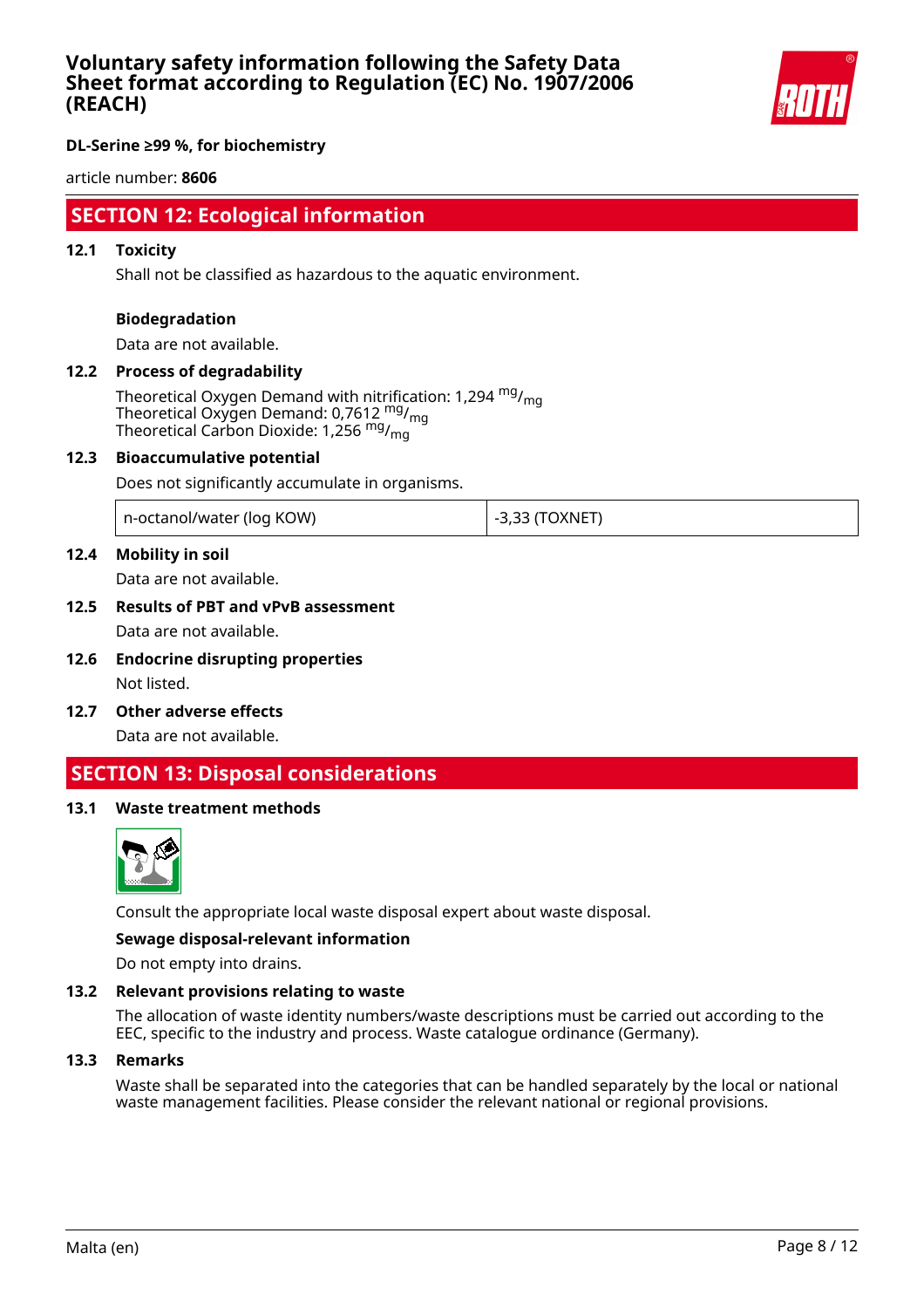## SECTION 12: Ecological information

### 12.1 Toxicity

Shall not be classified as hazardous to the aquatic environment.

**Biodegradation**

Data are not available.

### 12.2 Process of degradability

Theoretical Oxygen Demand with nitrification: 1,294 $^{mg}/_{mg}$
Theoretical Oxygen Demand: 0,7612 $^{mg}/_{mg}$
Theoretical Carbon Dioxide: 1,256 $^{mg}/_{mg}$

### 12.3 Bioaccumulative potential

Does not significantly accumulate in organisms.

| n-octanol/water (log KOW) | -3,33 (TOXNET) |
|---|---|

### 12.4 Mobility in soil

Data are not available.

### 12.5 Results of PBT and vPvB assessment

Data are not available.

### 12.6 Endocrine disrupting properties

Not listed.

### 12.7 Other adverse effects

Data are not available.

## SECTION 13: Disposal considerations

### 13.1 Waste treatment methods

Consult the appropriate local waste disposal expert about waste disposal.

**Sewage disposal-relevant information**

Do not empty into drains.

### 13.2 Relevant provisions relating to waste

The allocation of waste identity numbers/waste descriptions must be carried out according to the EEC, specific to the industry and process. Waste catalogue ordinance (Germany).

### 13.3 Remarks

Waste shall be separated into the categories that can be handled separately by the local or national waste management facilities. Please consider the relevant national or regional provisions.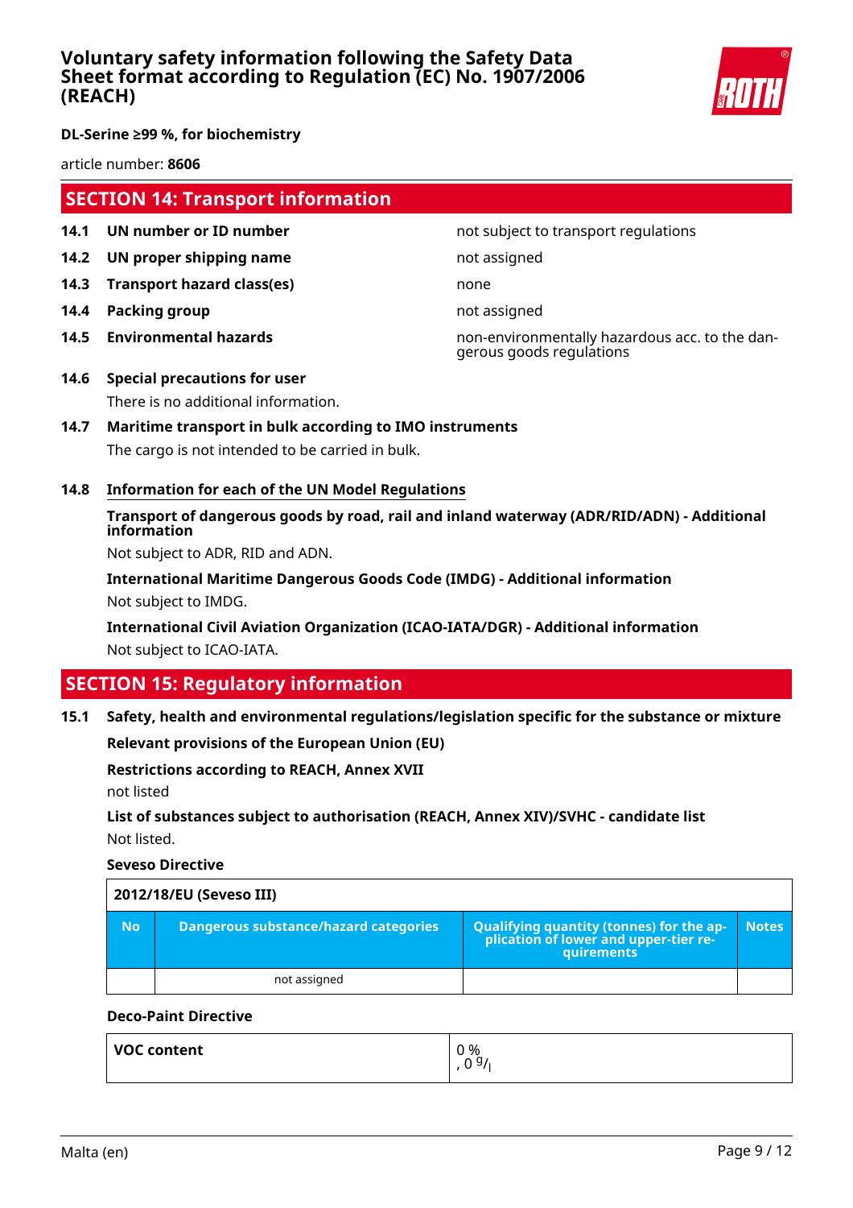## SECTION 14: Transport information

| | | |
|---|---|---|
| **14.1** | **UN number or ID number** | not subject to transport regulations |
| **14.2** | **UN proper shipping name** | not assigned |
| **14.3** | **Transport hazard class(es)** | none |
| **14.4** | **Packing group** | not assigned |
| **14.5** | **Environmental hazards** | non-environmentally hazardous acc. to the dangerous goods regulations |

**14.6 Special precautions for user**

There is no additional information.

**14.7 Maritime transport in bulk according to IMO instruments**

The cargo is not intended to be carried in bulk.

**14.8 Information for each of the UN Model Regulations**

**Transport of dangerous goods by road, rail and inland waterway (ADR/RID/ADN) - Additional information**

Not subject to ADR, RID and ADN.

**International Maritime Dangerous Goods Code (IMDG) - Additional information**

Not subject to IMDG.

**International Civil Aviation Organization (ICAO-IATA/DGR) - Additional information**

Not subject to ICAO-IATA.

## SECTION 15: Regulatory information

**15.1 Safety, health and environmental regulations/legislation specific for the substance or mixture**

**Relevant provisions of the European Union (EU)**

**Restrictions according to REACH, Annex XVII**

not listed

**List of substances subject to authorisation (REACH, Annex XIV)/SVHC - candidate list**

Not listed.

**Seveso Directive**

| **2012/18/EU (Seveso III)** | | | |
|---|---|---|---|
| **No** | **Dangerous substance/hazard categories** | **Qualifying quantity (tonnes) for the application of lower and upper-tier requirements** | **Notes** |
| | not assigned | | |

**Deco-Paint Directive**

| | |
|---|---|
| **VOC content** | 0 %<br>, 0 g/l |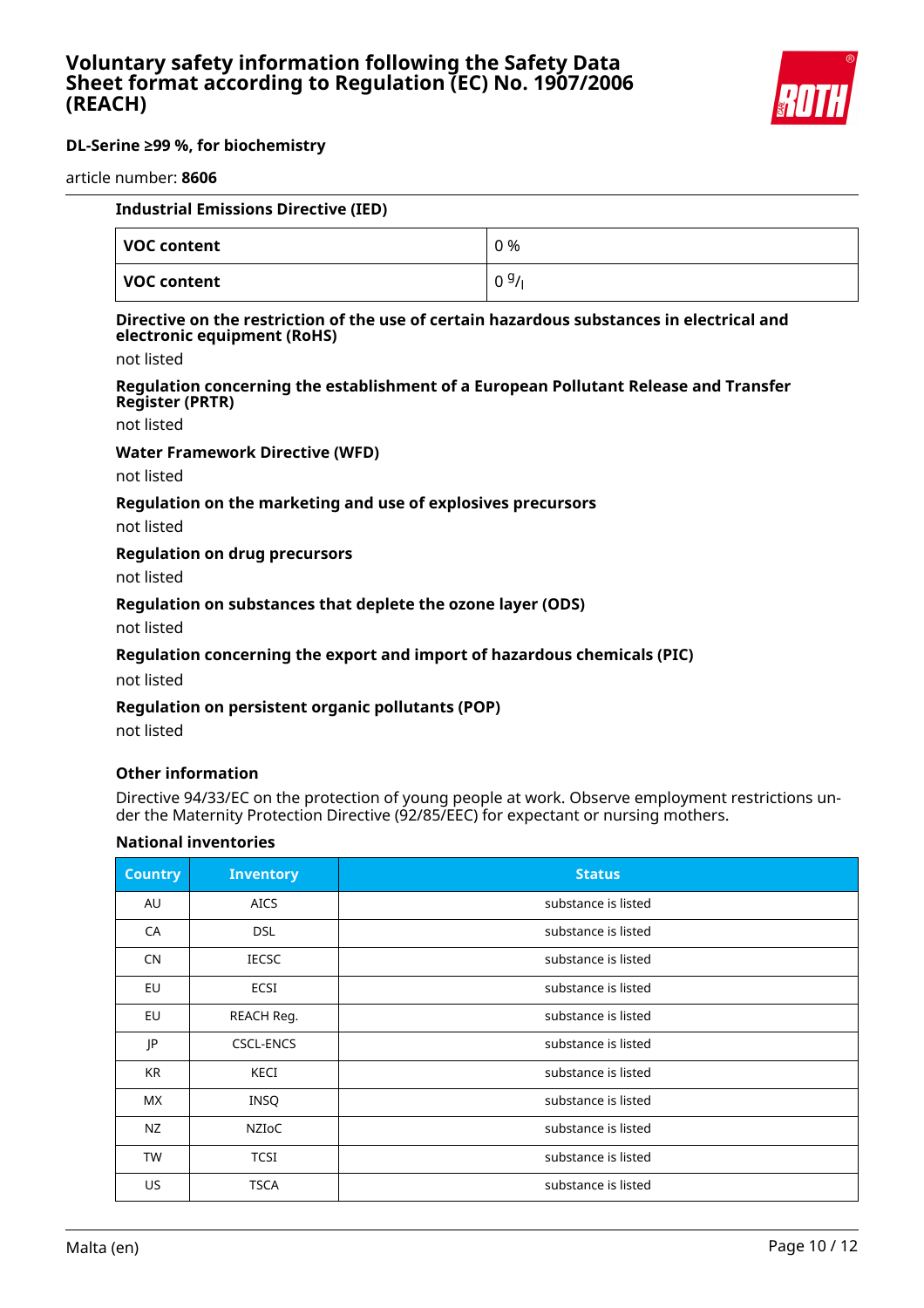#### Industrial Emissions Directive (IED)

| VOC content | 0 % |
|---|---|
| VOC content | 0 $^{g}/_{l}$ |

#### Directive on the restriction of the use of certain hazardous substances in electrical and electronic equipment (RoHS)

not listed

#### Regulation concerning the establishment of a European Pollutant Release and Transfer Register (PRTR)

not listed

#### Water Framework Directive (WFD)

not listed

#### Regulation on the marketing and use of explosives precursors

not listed

#### Regulation on drug precursors

not listed

#### Regulation on substances that deplete the ozone layer (ODS)

not listed

#### Regulation concerning the export and import of hazardous chemicals (PIC)

not listed

#### Regulation on persistent organic pollutants (POP)

not listed

#### Other information

Directive 94/33/EC on the protection of young people at work. Observe employment restrictions under the Maternity Protection Directive (92/85/EEC) for expectant or nursing mothers.

#### National inventories

| Country | Inventory | Status |
|---|---|---|
| AU | AICS | substance is listed |
| CA | DSL | substance is listed |
| CN | IECSC | substance is listed |
| EU | ECSI | substance is listed |
| EU | REACH Reg. | substance is listed |
| JP | CSCL-ENCS | substance is listed |
| KR | KECI | substance is listed |
| MX | INSQ | substance is listed |
| NZ | NZIoC | substance is listed |
| TW | TCSI | substance is listed |
| US | TSCA | substance is listed |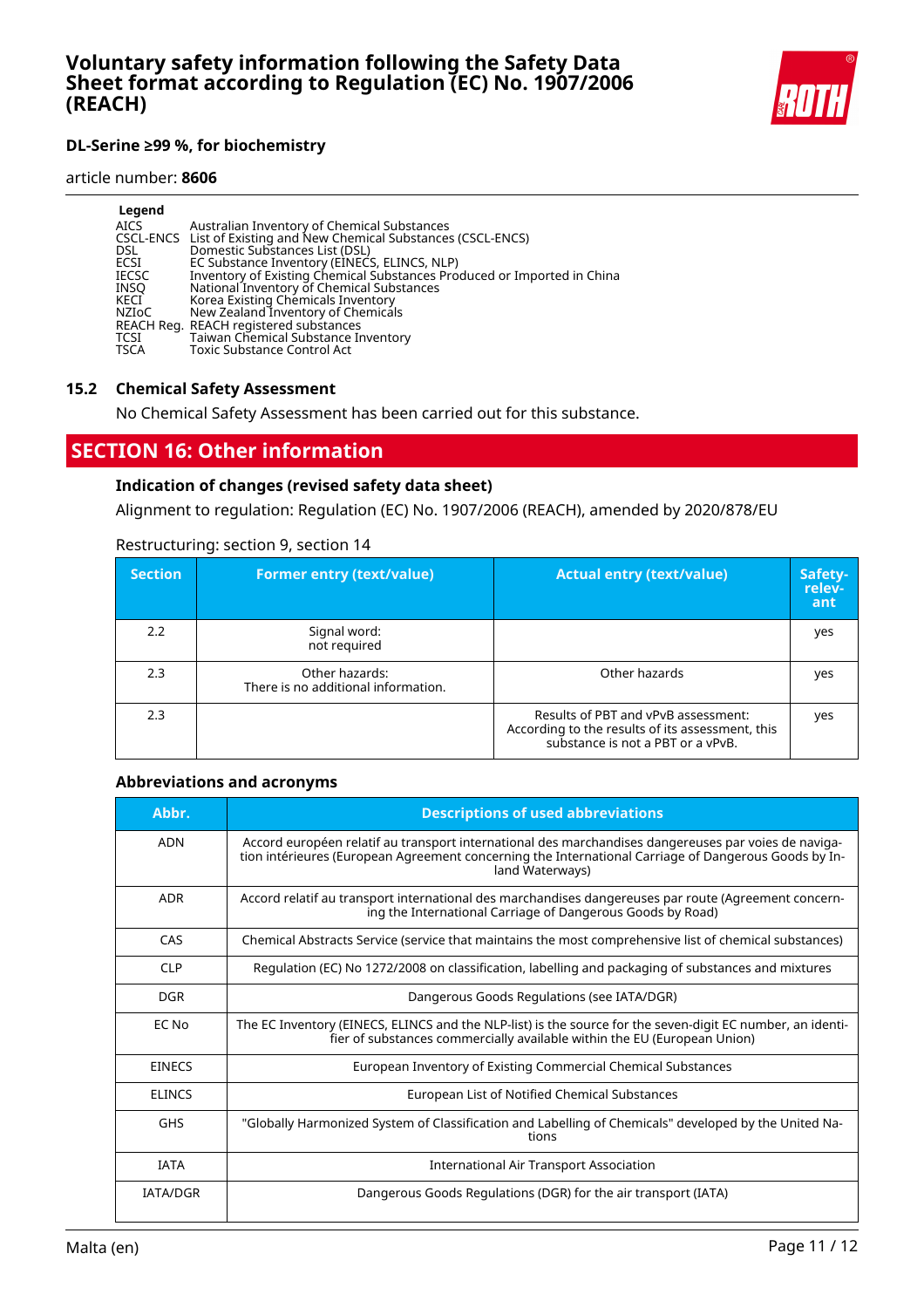**Legend**

| | |
|---|---|
| AICS | Australian Inventory of Chemical Substances |
| CSCL-ENCS | List of Existing and New Chemical Substances (CSCL-ENCS) |
| DSL | Domestic Substances List (DSL) |
| ECSI | EC Substance Inventory (EINECS, ELINCS, NLP) |
| IECSC | Inventory of Existing Chemical Substances Produced or Imported in China |
| INSQ | National Inventory of Chemical Substances |
| KECI | Korea Existing Chemicals Inventory |
| NZIoC | New Zealand Inventory of Chemicals |
| REACH Reg. | REACH registered substances |
| TCSI | Taiwan Chemical Substance Inventory |
| TSCA | Toxic Substance Control Act |

### 15.2 Chemical Safety Assessment

No Chemical Safety Assessment has been carried out for this substance.

## SECTION 16: Other information

### Indication of changes (revised safety data sheet)

Alignment to regulation: Regulation (EC) No. 1907/2006 (REACH), amended by 2020/878/EU

Restructuring: section 9, section 14

| Section | Former entry (text/value) | Actual entry (text/value) | Safety-relevant |
|---|---|---|---|
| 2.2 | Signal word: not required | | yes |
| 2.3 | Other hazards: There is no additional information. | Other hazards | yes |
| 2.3 | | Results of PBT and vPvB assessment: According to the results of its assessment, this substance is not a PBT or a vPvB. | yes |

### Abbreviations and acronyms

| Abbr. | Descriptions of used abbreviations |
|---|---|
| ADN | Accord européen relatif au transport international des marchandises dangereuses par voies de navigation intérieures (European Agreement concerning the International Carriage of Dangerous Goods by Inland Waterways) |
| ADR | Accord relatif au transport international des marchandises dangereuses par route (Agreement concerning the International Carriage of Dangerous Goods by Road) |
| CAS | Chemical Abstracts Service (service that maintains the most comprehensive list of chemical substances) |
| CLP | Regulation (EC) No 1272/2008 on classification, labelling and packaging of substances and mixtures |
| DGR | Dangerous Goods Regulations (see IATA/DGR) |
| EC No | The EC Inventory (EINECS, ELINCS and the NLP-list) is the source for the seven-digit EC number, an identifier of substances commercially available within the EU (European Union) |
| EINECS | European Inventory of Existing Commercial Chemical Substances |
| ELINCS | European List of Notified Chemical Substances |
| GHS | "Globally Harmonized System of Classification and Labelling of Chemicals" developed by the United Nations |
| IATA | International Air Transport Association |
| IATA/DGR | Dangerous Goods Regulations (DGR) for the air transport (IATA) |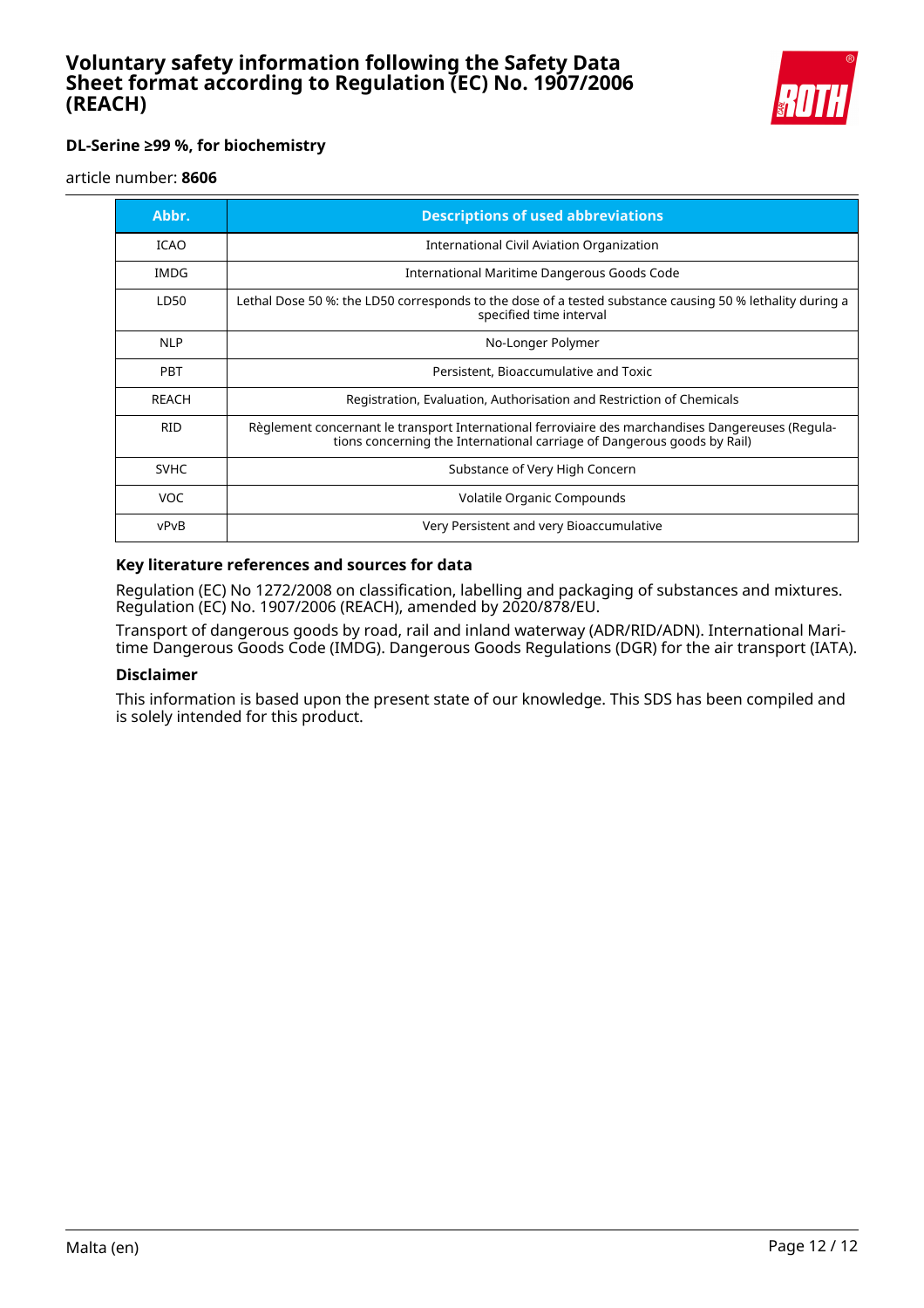| Abbr. | Descriptions of used abbreviations |
| --- | --- |
| ICAO | International Civil Aviation Organization |
| IMDG | International Maritime Dangerous Goods Code |
| LD50 | Lethal Dose 50 %: the LD50 corresponds to the dose of a tested substance causing 50 % lethality during a specified time interval |
| NLP | No-Longer Polymer |
| PBT | Persistent, Bioaccumulative and Toxic |
| REACH | Registration, Evaluation, Authorisation and Restriction of Chemicals |
| RID | Règlement concernant le transport International ferroviaire des marchandises Dangereuses (Regulations concerning the International carriage of Dangerous goods by Rail) |
| SVHC | Substance of Very High Concern |
| VOC | Volatile Organic Compounds |
| vPvB | Very Persistent and very Bioaccumulative |

### Key literature references and sources for data

Regulation (EC) No 1272/2008 on classification, labelling and packaging of substances and mixtures. Regulation (EC) No. 1907/2006 (REACH), amended by 2020/878/EU.

Transport of dangerous goods by road, rail and inland waterway (ADR/RID/ADN). International Maritime Dangerous Goods Code (IMDG). Dangerous Goods Regulations (DGR) for the air transport (IATA).

### Disclaimer

This information is based upon the present state of our knowledge. This SDS has been compiled and is solely intended for this product.